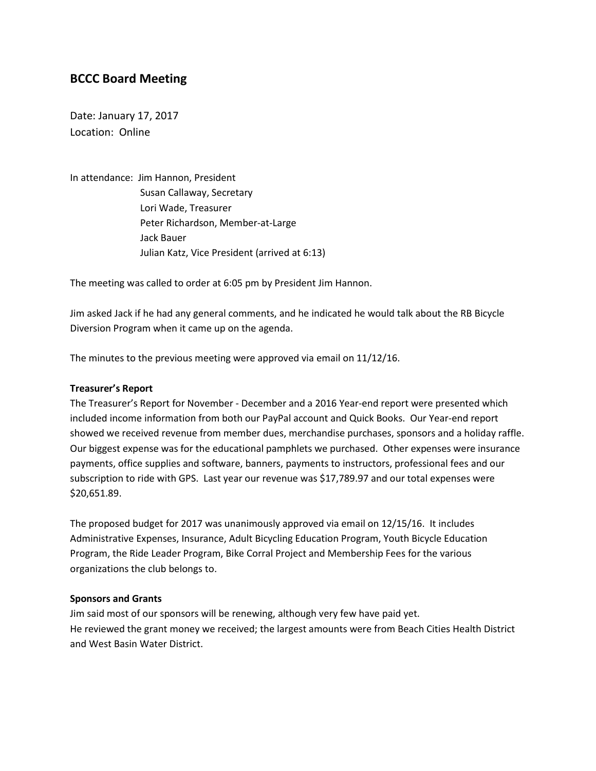## BCCC Board Meeting

Date: January 17, 2017
Location: Online

In attendance: Jim Hannon, President
Susan Callaway, Secretary
Lori Wade, Treasurer
Peter Richardson, Member-at-Large
Jack Bauer
Julian Katz, Vice President (arrived at 6:13)

The meeting was called to order at 6:05 pm by President Jim Hannon.

Jim asked Jack if he had any general comments, and he indicated he would talk about the RB Bicycle Diversion Program when it came up on the agenda.

The minutes to the previous meeting were approved via email on 11/12/16.

**Treasurer's Report**

The Treasurer's Report for November - December and a 2016 Year-end report were presented which included income information from both our PayPal account and Quick Books. Our Year-end report showed we received revenue from member dues, merchandise purchases, sponsors and a holiday raffle. Our biggest expense was for the educational pamphlets we purchased. Other expenses were insurance payments, office supplies and software, banners, payments to instructors, professional fees and our subscription to ride with GPS. Last year our revenue was $17,789.97 and our total expenses were $20,651.89.

The proposed budget for 2017 was unanimously approved via email on 12/15/16. It includes Administrative Expenses, Insurance, Adult Bicycling Education Program, Youth Bicycle Education Program, the Ride Leader Program, Bike Corral Project and Membership Fees for the various organizations the club belongs to.

**Sponsors and Grants**

Jim said most of our sponsors will be renewing, although very few have paid yet.
He reviewed the grant money we received; the largest amounts were from Beach Cities Health District and West Basin Water District.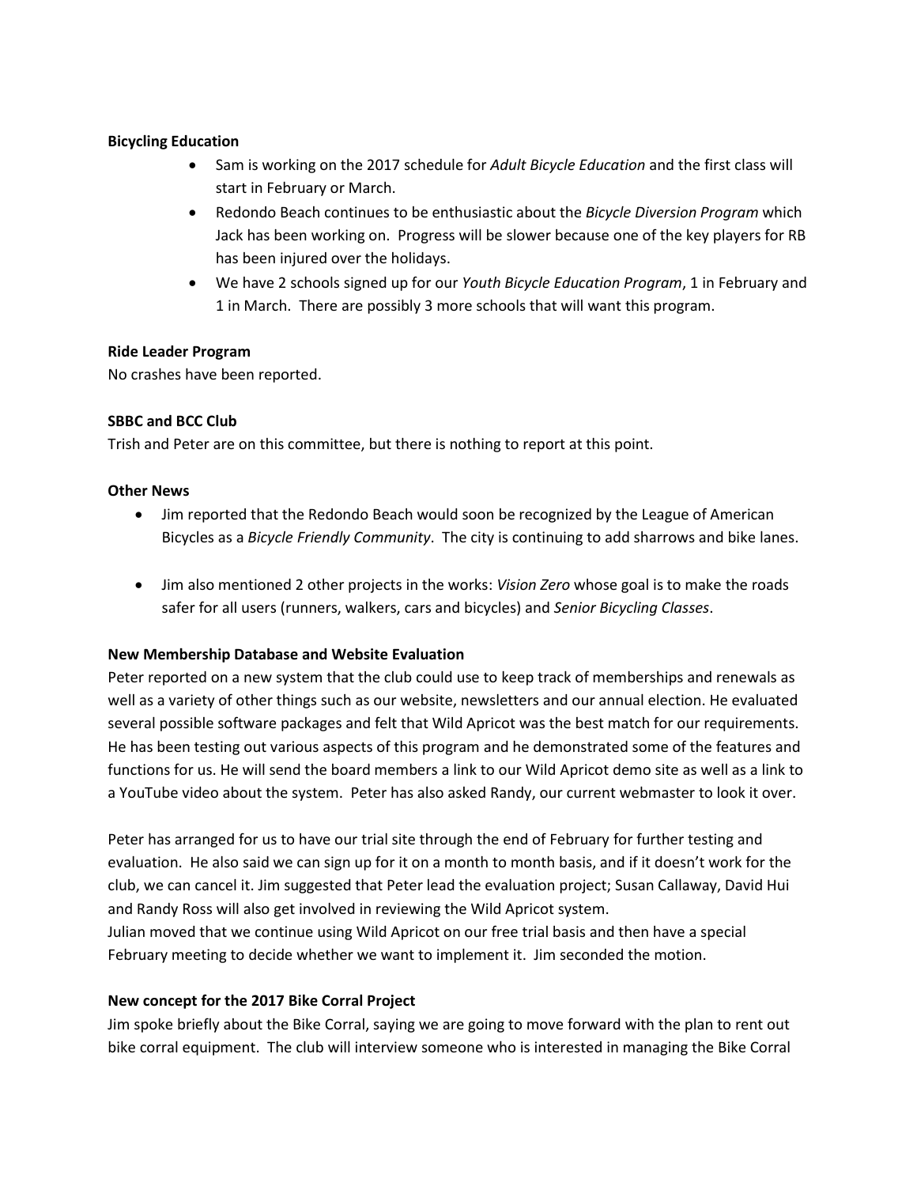**Bicycling Education**

- Sam is working on the 2017 schedule for *Adult Bicycle Education* and the first class will start in February or March.
- Redondo Beach continues to be enthusiastic about the *Bicycle Diversion Program* which Jack has been working on. Progress will be slower because one of the key players for RB has been injured over the holidays.
- We have 2 schools signed up for our *Youth Bicycle Education Program*, 1 in February and 1 in March. There are possibly 3 more schools that will want this program.

**Ride Leader Program**

No crashes have been reported.

**SBBC and BCC Club**

Trish and Peter are on this committee, but there is nothing to report at this point.

**Other News**

- Jim reported that the Redondo Beach would soon be recognized by the League of American Bicycles as a *Bicycle Friendly Community*. The city is continuing to add sharrows and bike lanes.

- Jim also mentioned 2 other projects in the works: *Vision Zero* whose goal is to make the roads safer for all users (runners, walkers, cars and bicycles) and *Senior Bicycling Classes*.

**New Membership Database and Website Evaluation**

Peter reported on a new system that the club could use to keep track of memberships and renewals as well as a variety of other things such as our website, newsletters and our annual election. He evaluated several possible software packages and felt that Wild Apricot was the best match for our requirements. He has been testing out various aspects of this program and he demonstrated some of the features and functions for us. He will send the board members a link to our Wild Apricot demo site as well as a link to a YouTube video about the system. Peter has also asked Randy, our current webmaster to look it over.

Peter has arranged for us to have our trial site through the end of February for further testing and evaluation. He also said we can sign up for it on a month to month basis, and if it doesn't work for the club, we can cancel it. Jim suggested that Peter lead the evaluation project; Susan Callaway, David Hui and Randy Ross will also get involved in reviewing the Wild Apricot system.
Julian moved that we continue using Wild Apricot on our free trial basis and then have a special February meeting to decide whether we want to implement it. Jim seconded the motion.

**New concept for the 2017 Bike Corral Project**

Jim spoke briefly about the Bike Corral, saying we are going to move forward with the plan to rent out bike corral equipment. The club will interview someone who is interested in managing the Bike Corral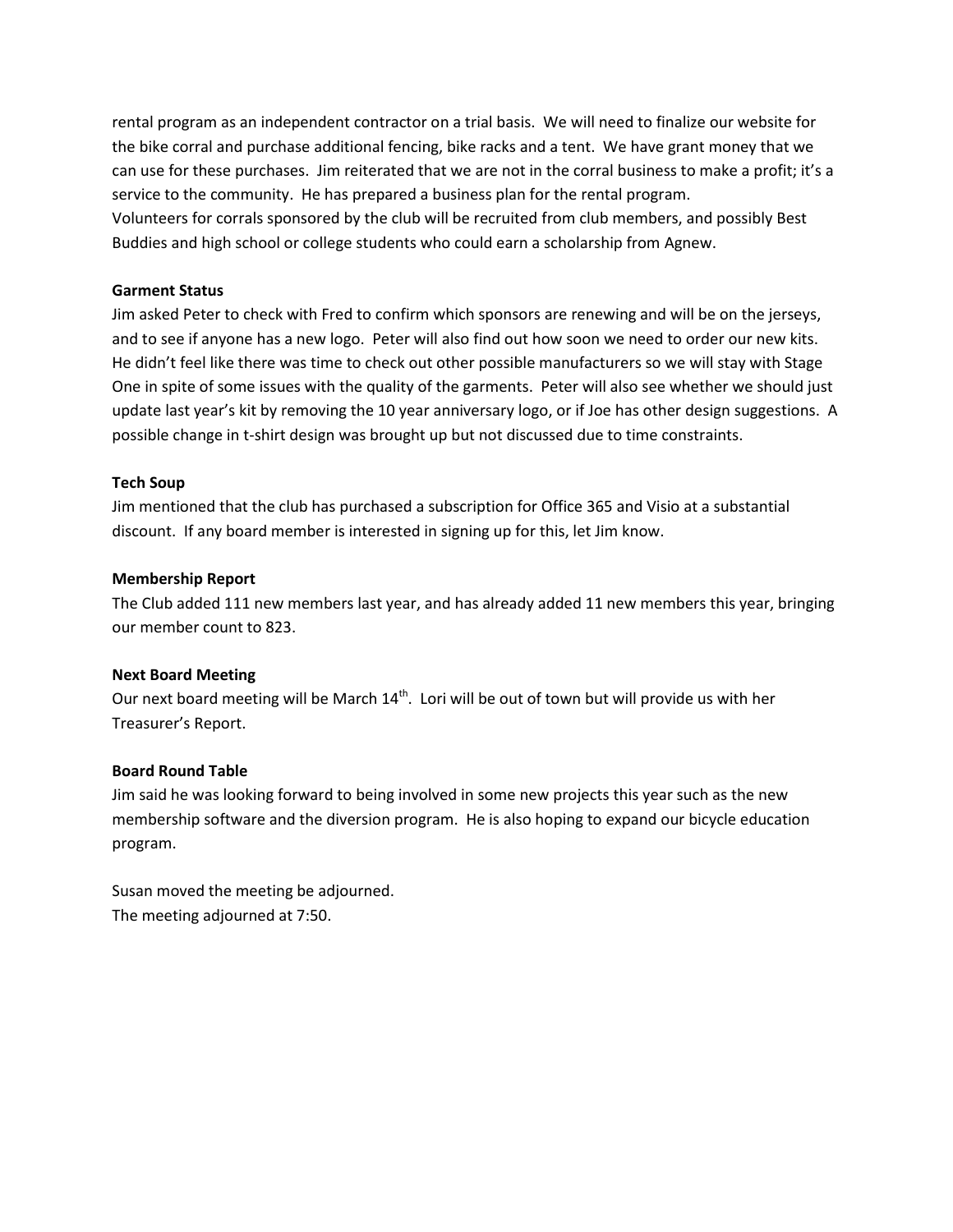rental program as an independent contractor on a trial basis. We will need to finalize our website for the bike corral and purchase additional fencing, bike racks and a tent. We have grant money that we can use for these purchases. Jim reiterated that we are not in the corral business to make a profit; it's a service to the community. He has prepared a business plan for the rental program.
Volunteers for corrals sponsored by the club will be recruited from club members, and possibly Best Buddies and high school or college students who could earn a scholarship from Agnew.

**Garment Status**
Jim asked Peter to check with Fred to confirm which sponsors are renewing and will be on the jerseys, and to see if anyone has a new logo. Peter will also find out how soon we need to order our new kits. He didn't feel like there was time to check out other possible manufacturers so we will stay with Stage One in spite of some issues with the quality of the garments. Peter will also see whether we should just update last year's kit by removing the 10 year anniversary logo, or if Joe has other design suggestions. A possible change in t-shirt design was brought up but not discussed due to time constraints.

**Tech Soup**
Jim mentioned that the club has purchased a subscription for Office 365 and Visio at a substantial discount. If any board member is interested in signing up for this, let Jim know.

**Membership Report**
The Club added 111 new members last year, and has already added 11 new members this year, bringing our member count to 823.

**Next Board Meeting**
Our next board meeting will be March 14th. Lori will be out of town but will provide us with her Treasurer's Report.

**Board Round Table**
Jim said he was looking forward to being involved in some new projects this year such as the new membership software and the diversion program. He is also hoping to expand our bicycle education program.

Susan moved the meeting be adjourned.
The meeting adjourned at 7:50.